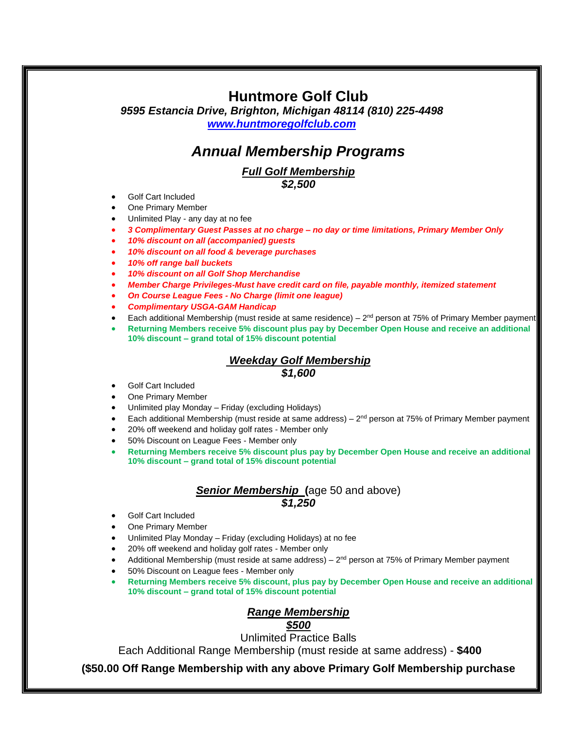# Huntmore Golf Club

***9595 Estancia Drive, Brighton, Michigan 48114 (810) 225-4498***

***www.huntmoregolfclub.com***

## *Annual Membership Programs*

### ***Full Golf Membership***

***$2,500***

- Golf Cart Included
- One Primary Member
- Unlimited Play - any day at no fee
- ***3 Complimentary Guest Passes at no charge – no day or time limitations, Primary Member Only***
- ***10% discount on all (accompanied) guests***
- ***10% discount on all food & beverage purchases***
- ***10% off range ball buckets***
- ***10% discount on all Golf Shop Merchandise***
- ***Member Charge Privileges-Must have credit card on file, payable monthly, itemized statement***
- ***On Course League Fees - No Charge (limit one league)***
- ***Complimentary USGA-GAM Handicap***
- Each additional Membership (must reside at same residence) – 2nd person at 75% of Primary Member payment
- **Returning Members receive 5% discount plus pay by December Open House and receive an additional 10% discount – grand total of 15% discount potential**

### ***Weekday Golf Membership***

***$1,600***

- Golf Cart Included
- One Primary Member
- Unlimited play Monday – Friday (excluding Holidays)
- Each additional Membership (must reside at same address) – 2nd person at 75% of Primary Member payment
- 20% off weekend and holiday golf rates - Member only
- 50% Discount on League Fees - Member only
- **Returning Members receive 5% discount plus pay by December Open House and receive an additional 10% discount – grand total of 15% discount potential**

### ***Senior Membership*** (age 50 and above)

***$1,250***

- Golf Cart Included
- One Primary Member
- Unlimited Play Monday – Friday (excluding Holidays) at no fee
- 20% off weekend and holiday golf rates - Member only
- Additional Membership (must reside at same address) – 2nd person at 75% of Primary Member payment
- 50% Discount on League fees - Member only
- **Returning Members receive 5% discount, plus pay by December Open House and receive an additional 10% discount – grand total of 15% discount potential**

### ***Range Membership***

***$500***

Unlimited Practice Balls

Each Additional Range Membership (must reside at same address) - **$400**

**($50.00 Off Range Membership with any above Primary Golf Membership purchase**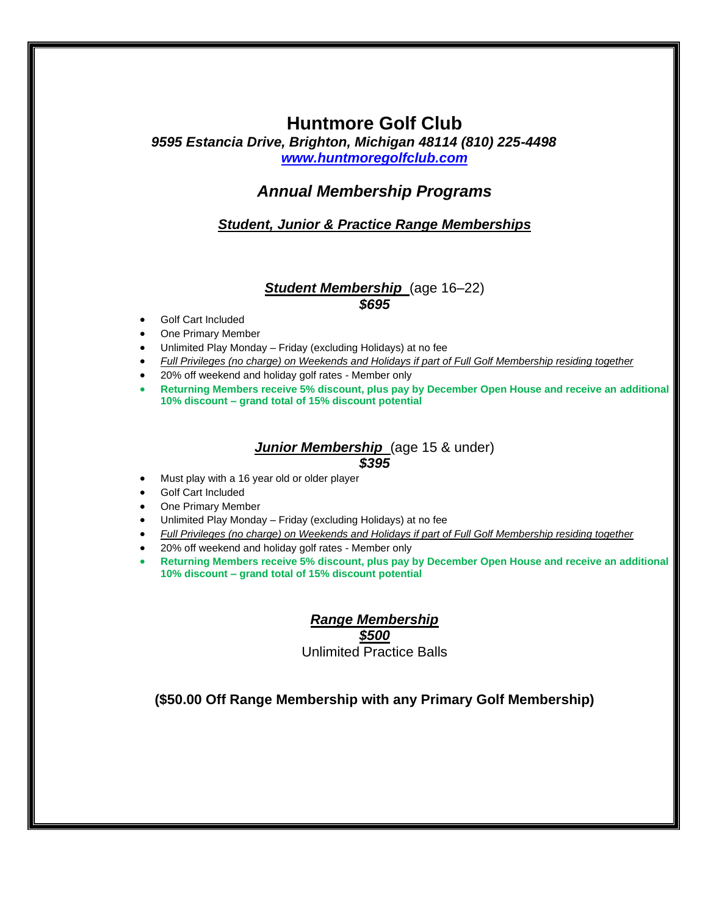# Huntmore Golf Club

***9595 Estancia Drive, Brighton, Michigan 48114 (810) 225-4498***

***[www.huntmoregolfclub.com](http://www.huntmoregolfclub.com)***

## *Annual Membership Programs*

### ***Student, Junior & Practice Range Memberships***

#### ***Student Membership*** (age 16–22)

***$695***

- Golf Cart Included
- One Primary Member
- Unlimited Play Monday – Friday (excluding Holidays) at no fee
- *Full Privileges (no charge) on Weekends and Holidays if part of Full Golf Membership residing together*
- 20% off weekend and holiday golf rates - Member only
- **Returning Members receive 5% discount, plus pay by December Open House and receive an additional 10% discount – grand total of 15% discount potential**

#### ***Junior Membership*** (age 15 & under)

***$395***

- Must play with a 16 year old or older player
- Golf Cart Included
- One Primary Member
- Unlimited Play Monday – Friday (excluding Holidays) at no fee
- *Full Privileges (no charge) on Weekends and Holidays if part of Full Golf Membership residing together*
- 20% off weekend and holiday golf rates - Member only
- **Returning Members receive 5% discount, plus pay by December Open House and receive an additional 10% discount – grand total of 15% discount potential**

#### ***Range Membership***

***$500***

Unlimited Practice Balls

**($50.00 Off Range Membership with any Primary Golf Membership)**